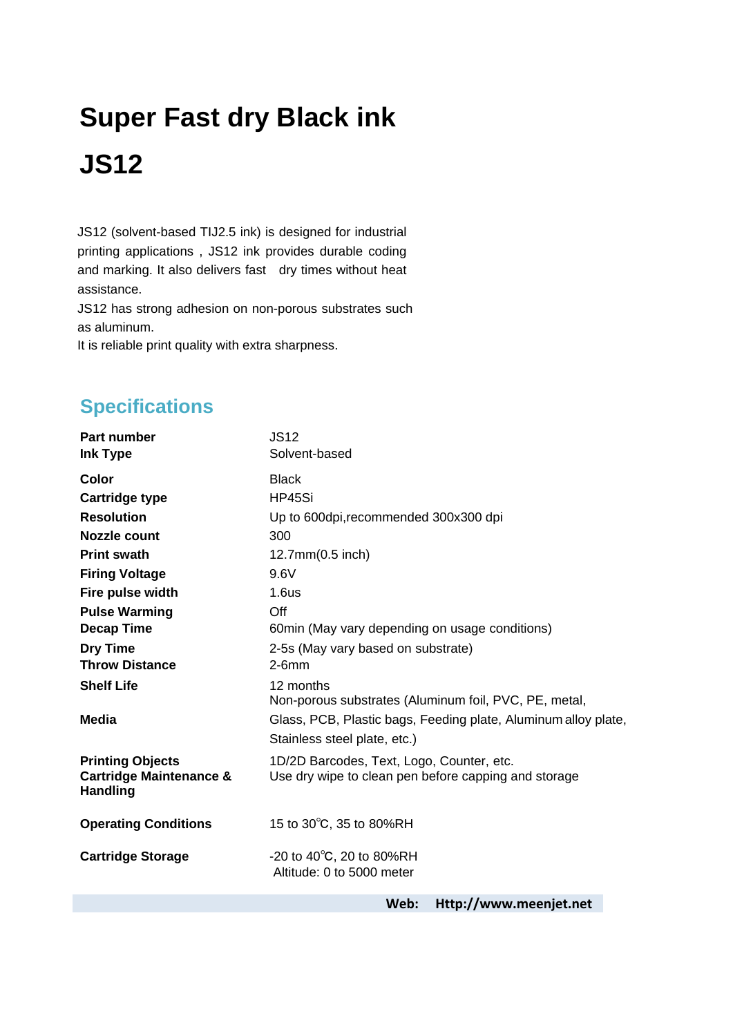# Super Fast dry Black ink

# JS12

JS12 (solvent-based TIJ2.5 ink) is designed for industrial printing applications , JS12 ink provides durable coding and marking. It also delivers fast dry times without heat assistance.

JS12 has strong adhesion on non-porous substrates such as aluminum.

It is reliable print quality with extra sharpness.

## Specifications

| | |
|---|---|
| **Part number** | JS12 |
| **Ink Type** | Solvent-based |
| **Color** | Black |
| **Cartridge type** | HP45Si |
| **Resolution** | Up to 600dpi,recommended 300x300 dpi |
| **Nozzle count** | 300 |
| **Print swath** | 12.7mm(0.5 inch) |
| **Firing Voltage** | 9.6V |
| **Fire pulse width** | 1.6us |
| **Pulse Warming** | Off |
| **Decap Time** | 60min (May vary depending on usage conditions) |
| **Dry Time** | 2-5s (May vary based on substrate) |
| **Throw Distance** | 2-6mm |
| **Shelf Life** | 12 months |
| **Media** | Non-porous substrates (Aluminum foil, PVC, PE, metal, Glass, PCB, Plastic bags, Feeding plate, Aluminum alloy plate, Stainless steel plate, etc.) |
| **Printing Objects** | 1D/2D Barcodes, Text, Logo, Counter, etc. |
| **Cartridge Maintenance & Handling** | Use dry wipe to clean pen before capping and storage |
| **Operating Conditions** | 15 to 30℃, 35 to 80%RH |
| **Cartridge Storage** | -20 to 40℃, 20 to 80%RH<br>Altitude: 0 to 5000 meter |

**Web: Http://www.meenjet.net**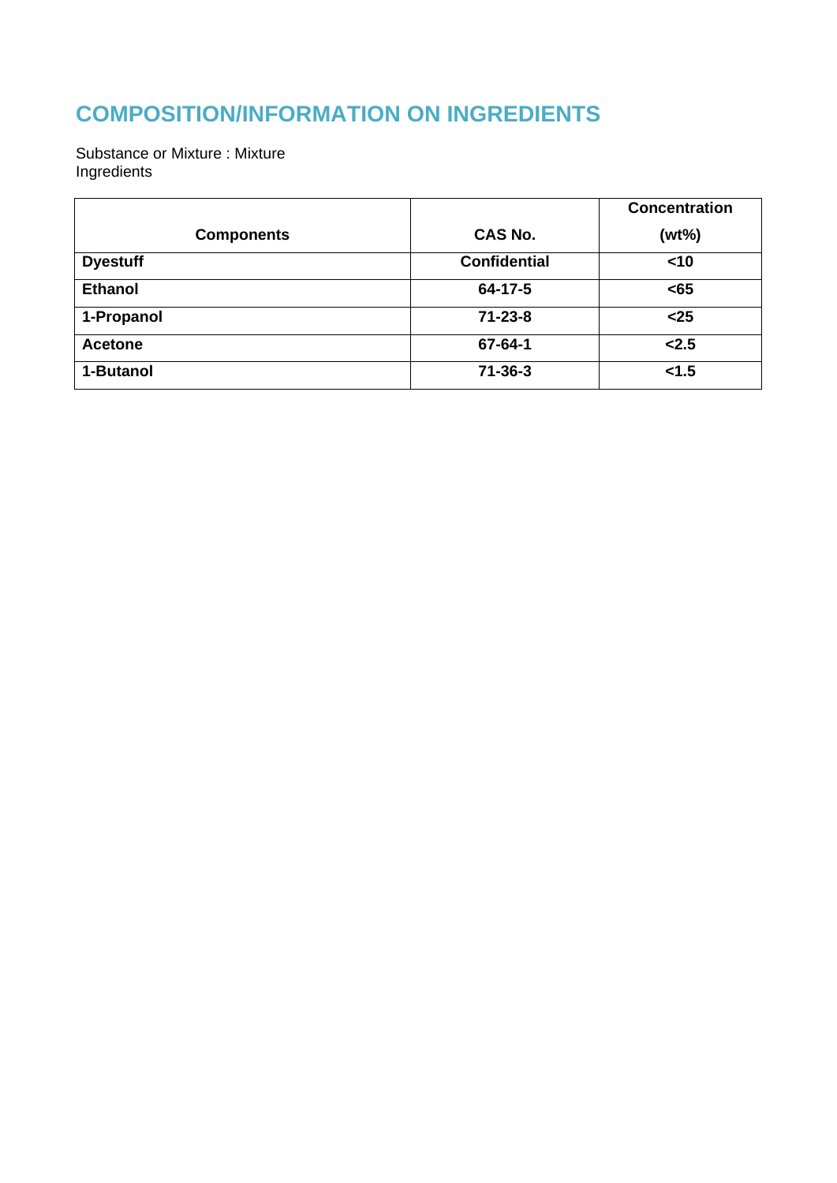## COMPOSITION/INFORMATION ON INGREDIENTS

Substance or Mixture : Mixture
Ingredients

| Components | CAS No. | Concentration (wt%) |
|---|---|---|
| **Dyestuff** | **Confidential** | **<10** |
| **Ethanol** | **64-17-5** | **<65** |
| **1-Propanol** | **71-23-8** | **<25** |
| **Acetone** | **67-64-1** | **<2.5** |
| **1-Butanol** | **71-36-3** | **<1.5** |